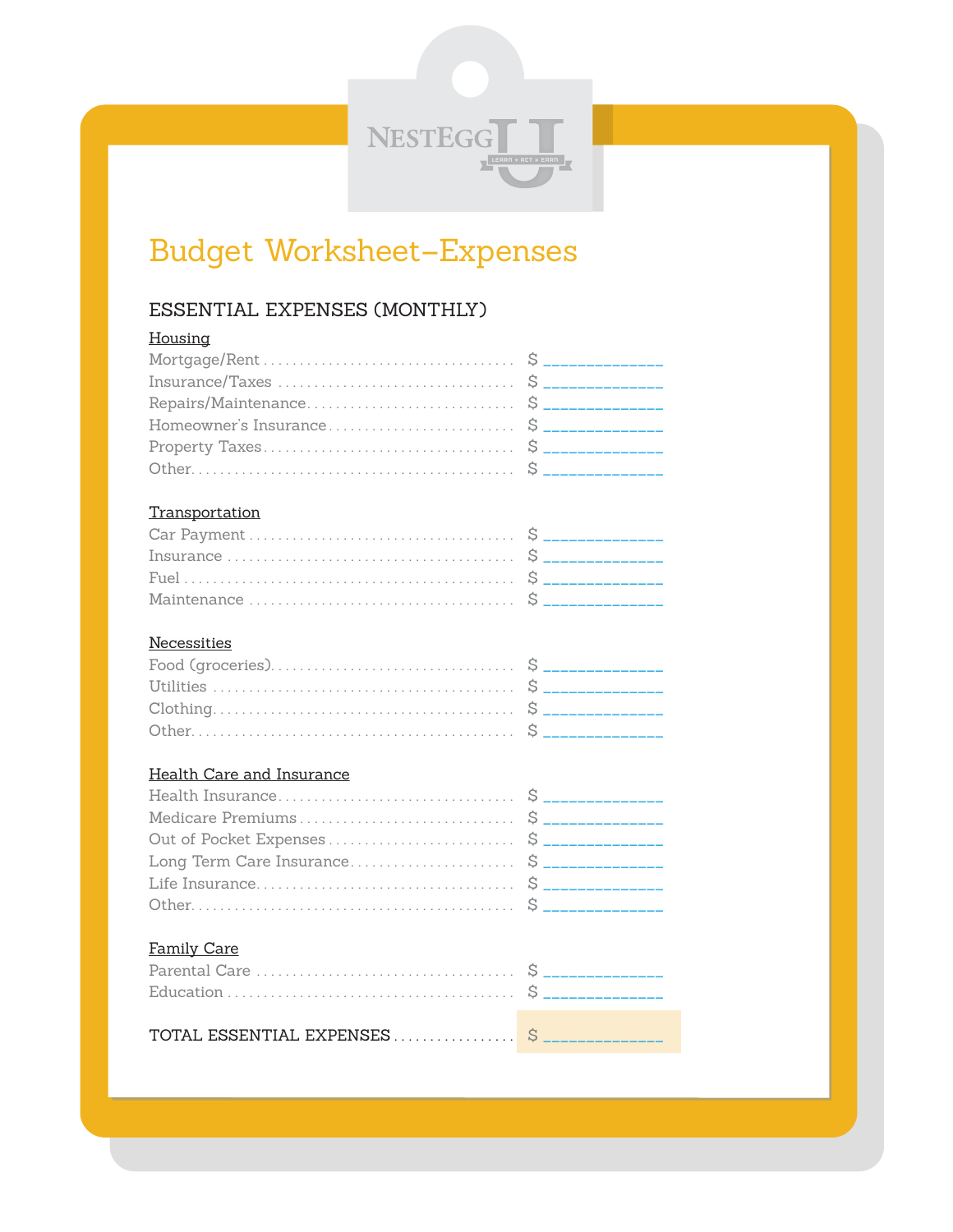NESTEGG U — LEARN • ACT • EARN

# Budget Worksheet–Expenses

## ESSENTIAL EXPENSES (MONTHLY)

### Housing

| Item | Amount |
|---|---|
| Mortgage/Rent | $ ____________ |
| Insurance/Taxes | $ ____________ |
| Repairs/Maintenance | $ ____________ |
| Homeowner's Insurance | $ ____________ |
| Property Taxes | $ ____________ |
| Other | $ ____________ |

### Transportation

| Item | Amount |
|---|---|
| Car Payment | $ ____________ |
| Insurance | $ ____________ |
| Fuel | $ ____________ |
| Maintenance | $ ____________ |

### Necessities

| Item | Amount |
|---|---|
| Food (groceries) | $ ____________ |
| Utilities | $ ____________ |
| Clothing | $ ____________ |
| Other | $ ____________ |

### Health Care and Insurance

| Item | Amount |
|---|---|
| Health Insurance | $ ____________ |
| Medicare Premiums | $ ____________ |
| Out of Pocket Expenses | $ ____________ |
| Long Term Care Insurance | $ ____________ |
| Life Insurance | $ ____________ |
| Other | $ ____________ |

### Family Care

| Item | Amount |
|---|---|
| Parental Care | $ ____________ |
| Education | $ ____________ |

TOTAL ESSENTIAL EXPENSES ........ $ ____________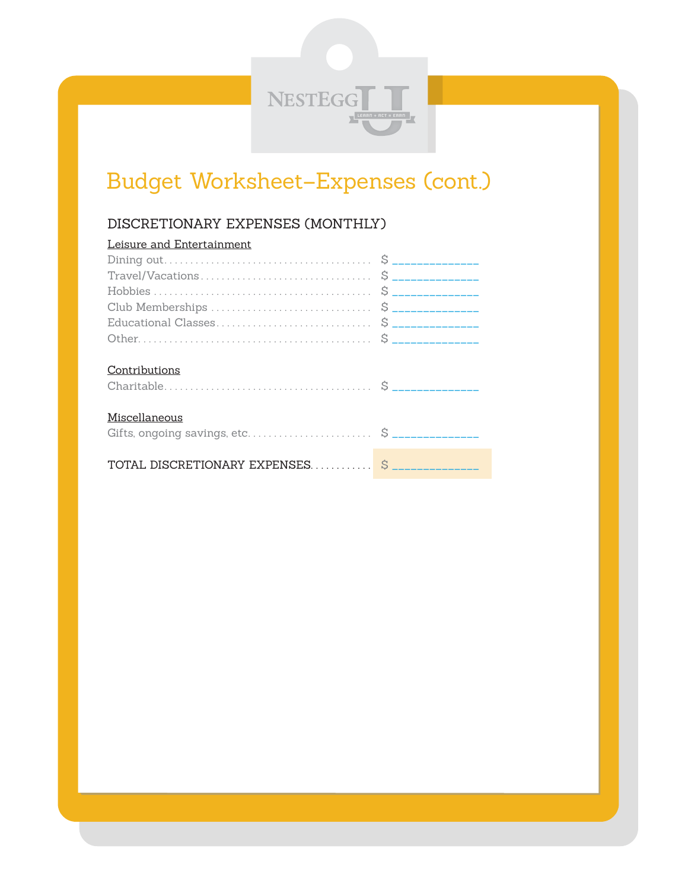# Budget Worksheet–Expenses (cont.)

## DISCRETIONARY EXPENSES (MONTHLY)

**Leisure and Entertainment**

Dining out........................................ $ ______________

Travel/Vacations................................. $ ______________

Hobbies.......................................... $ ______________

Club Memberships................................ $ ______________

Educational Classes.............................. $ ______________

Other............................................ $ ______________

**Contributions**

Charitable........................................ $ ______________

**Miscellaneous**

Gifts, ongoing savings, etc........................ $ ______________

TOTAL DISCRETIONARY EXPENSES............ $ ______________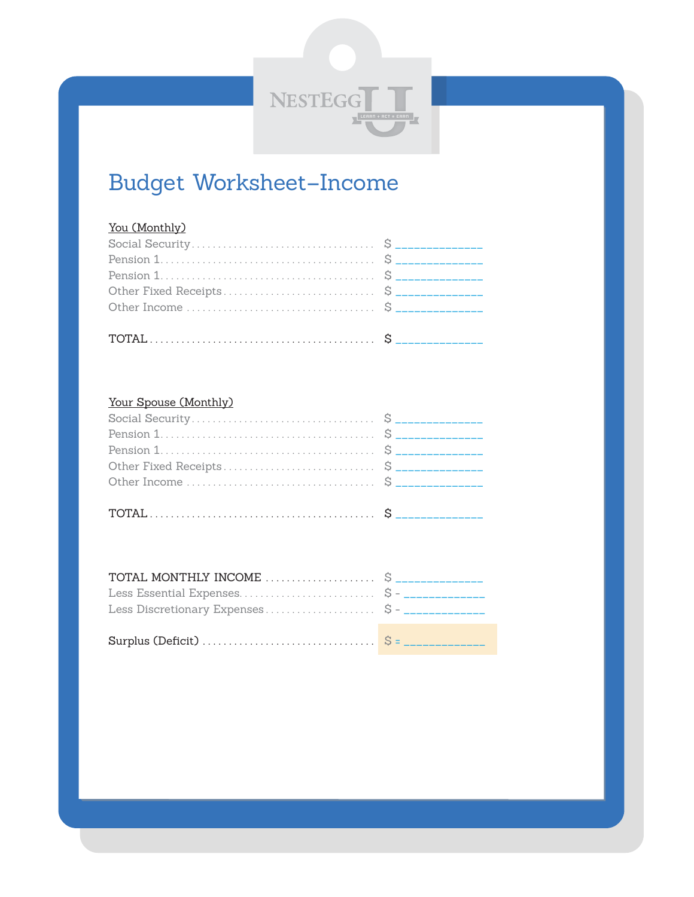# Budget Worksheet–Income

<u>You (Monthly)</u>

Social Security .................................... $ _____________

Pension 1............................................ $ _____________

Pension 1............................................ $ _____________

Other Fixed Receipts ............................. $ _____________

Other Income ...................................... $ _____________

TOTAL.............................................. $ _____________

<u>Your Spouse (Monthly)</u>

Social Security .................................... $ _____________

Pension 1............................................ $ _____________

Pension 1............................................ $ _____________

Other Fixed Receipts ............................. $ _____________

Other Income ...................................... $ _____________

TOTAL.............................................. $ _____________

TOTAL MONTHLY INCOME ..................... $ _____________

Less Essential Expenses.......................... $ - _____________

Less Discretionary Expenses ..................... $ - _____________

Surplus (Deficit) ................................... $ = _____________